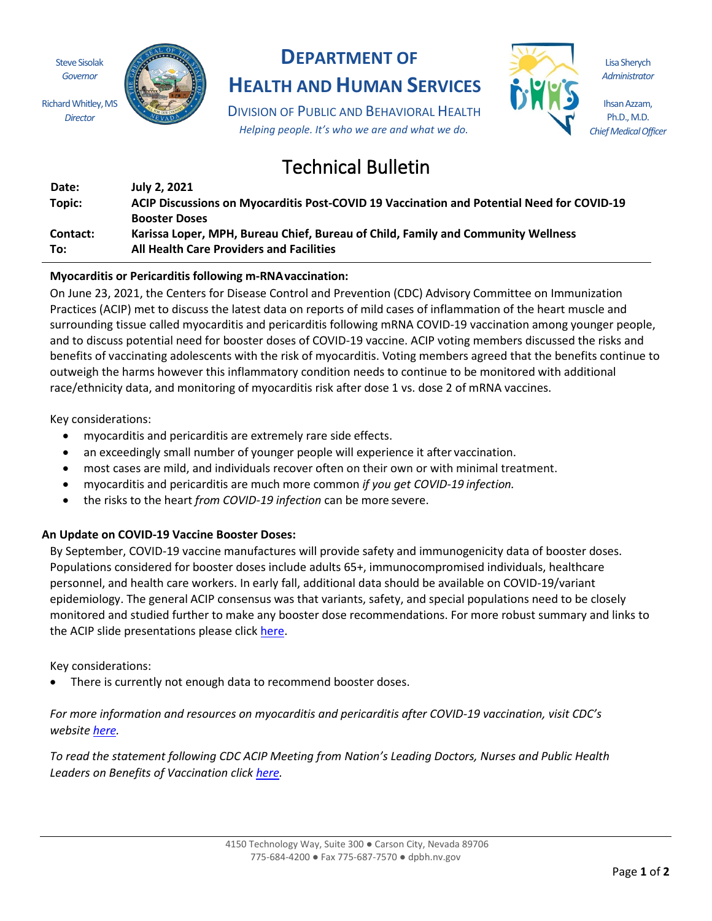Steve Sisolak
*Governor*

Richard Whitley, MS
*Director*

# DEPARTMENT OF HEALTH AND HUMAN SERVICES

DIVISION OF PUBLIC AND BEHAVIORAL HEALTH

*Helping people. It's who we are and what we do.*

Lisa Sherych
*Administrator*

Ihsan Azzam, Ph.D., M.D.
*Chief Medical Officer*

## Technical Bulletin

| | |
|---|---|
| **Date:** | **July 2, 2021** |
| **Topic:** | **ACIP Discussions on Myocarditis Post-COVID 19 Vaccination and Potential Need for COVID-19 Booster Doses** |
| **Contact:** | **Karissa Loper, MPH, Bureau Chief, Bureau of Child, Family and Community Wellness** |
| **To:** | **All Health Care Providers and Facilities** |

### Myocarditis or Pericarditis following m-RNA vaccination:

On June 23, 2021, the Centers for Disease Control and Prevention (CDC) Advisory Committee on Immunization Practices (ACIP) met to discuss the latest data on reports of mild cases of inflammation of the heart muscle and surrounding tissue called myocarditis and pericarditis following mRNA COVID-19 vaccination among younger people, and to discuss potential need for booster doses of COVID-19 vaccine. ACIP voting members discussed the risks and benefits of vaccinating adolescents with the risk of myocarditis. Voting members agreed that the benefits continue to outweigh the harms however this inflammatory condition needs to continue to be monitored with additional race/ethnicity data, and monitoring of myocarditis risk after dose 1 vs. dose 2 of mRNA vaccines.

Key considerations:

- myocarditis and pericarditis are extremely rare side effects.
- an exceedingly small number of younger people will experience it after vaccination.
- most cases are mild, and individuals recover often on their own or with minimal treatment.
- myocarditis and pericarditis are much more common *if you get COVID-19 infection.*
- the risks to the heart *from COVID-19 infection* can be more severe.

### An Update on COVID-19 Vaccine Booster Doses:

By September, COVID-19 vaccine manufactures will provide safety and immunogenicity data of booster doses. Populations considered for booster doses include adults 65+, immunocompromised individuals, healthcare personnel, and health care workers. In early fall, additional data should be available on COVID-19/variant epidemiology. The general ACIP consensus was that variants, safety, and special populations need to be closely monitored and studied further to make any booster dose recommendations. For more robust summary and links to the ACIP slide presentations please click here.

Key considerations:

- There is currently not enough data to recommend booster doses.

*For more information and resources on myocarditis and pericarditis after COVID-19 vaccination, visit CDC's website here.*

*To read the statement following CDC ACIP Meeting from Nation's Leading Doctors, Nurses and Public Health Leaders on Benefits of Vaccination click here.*

4150 Technology Way, Suite 300 ● Carson City, Nevada 89706
775-684-4200 ● Fax 775-687-7570 ● dpbh.nv.gov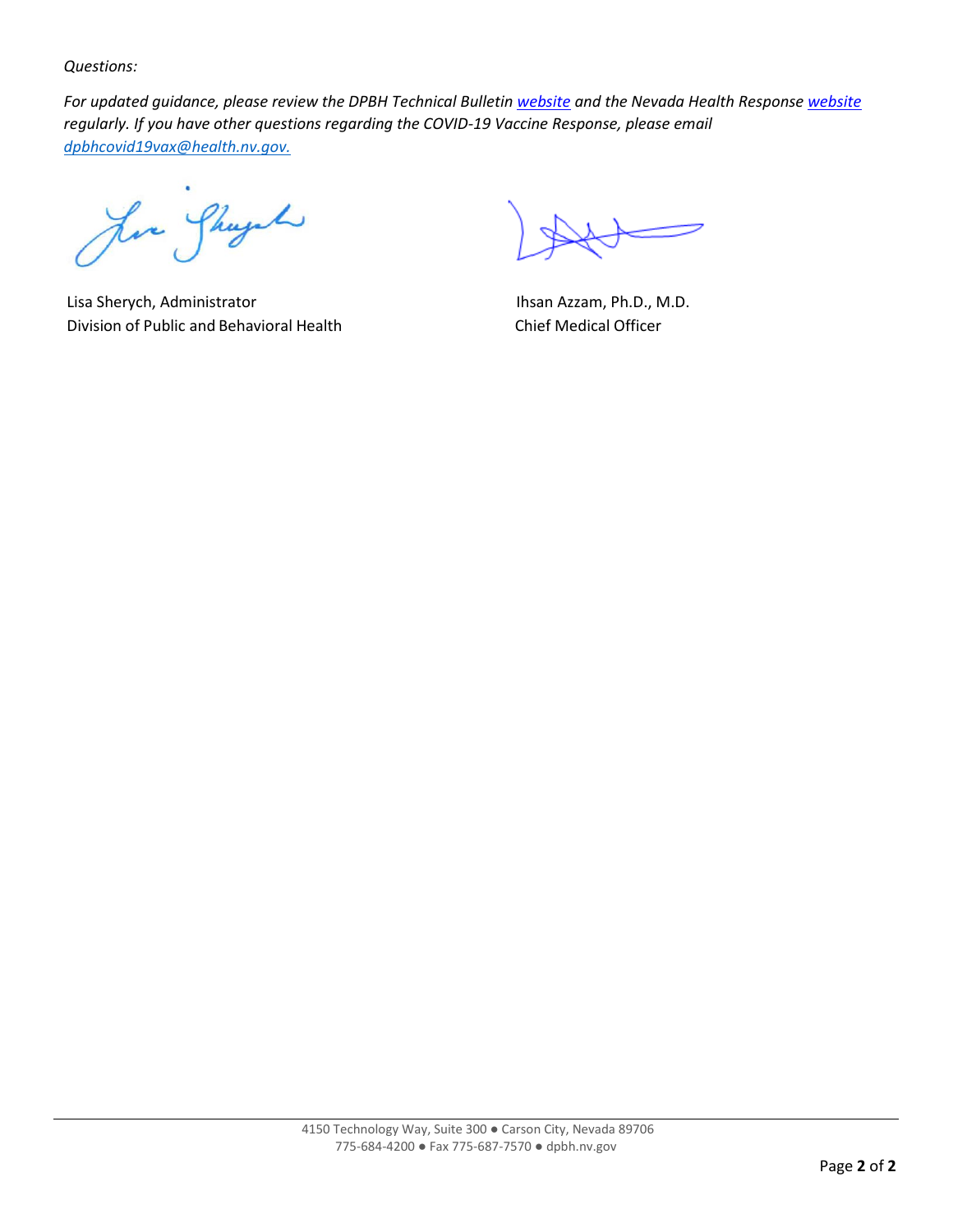*Questions:*

*For updated guidance, please review the DPBH Technical Bulletin website and the Nevada Health Response website regularly. If you have other questions regarding the COVID-19 Vaccine Response, please email dpbhcovid19vax@health.nv.gov.*

Lisa Sherych, Administrator
Division of Public and Behavioral Health

Ihsan Azzam, Ph.D., M.D.
Chief Medical Officer

4150 Technology Way, Suite 300 ● Carson City, Nevada 89706
775-684-4200 ● Fax 775-687-7570 ● dpbh.nv.gov